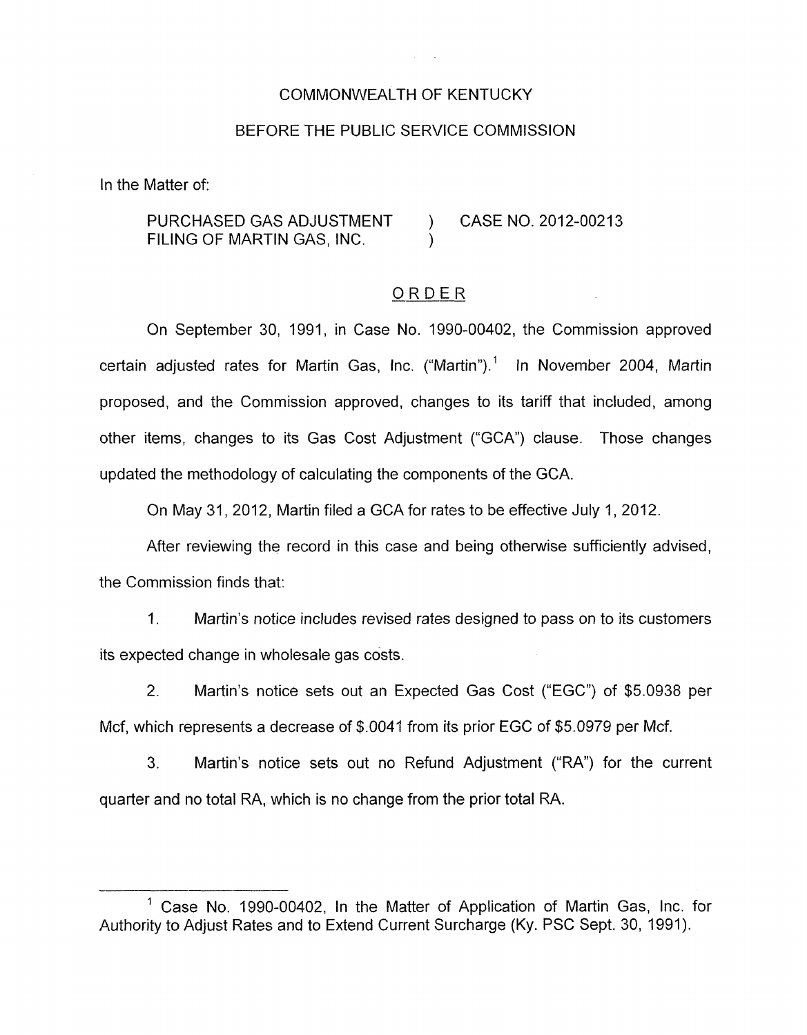COMMONWEALTH OF KENTUCKY

BEFORE THE PUBLIC SERVICE COMMISSION

In the Matter of:

PURCHASED GAS ADJUSTMENT FILING OF MARTIN GAS, INC. ) CASE NO. 2012-00213

# ORDER

On September 30, 1991, in Case No. 1990-00402, the Commission approved certain adjusted rates for Martin Gas, Inc. ("Martin").[1] In November 2004, Martin proposed, and the Commission approved, changes to its tariff that included, among other items, changes to its Gas Cost Adjustment ("GCA") clause. Those changes updated the methodology of calculating the components of the GCA.

On May 31, 2012, Martin filed a GCA for rates to be effective July 1, 2012.

After reviewing the record in this case and being otherwise sufficiently advised, the Commission finds that:

1. Martin's notice includes revised rates designed to pass on to its customers its expected change in wholesale gas costs.

2. Martin's notice sets out an Expected Gas Cost ("EGC") of $5.0938 per Mcf, which represents a decrease of $.0041 from its prior EGC of $5.0979 per Mcf.

3. Martin's notice sets out no Refund Adjustment ("RA") for the current quarter and no total RA, which is no change from the prior total RA.

[1] Case No. 1990-00402, In the Matter of Application of Martin Gas, Inc. for Authority to Adjust Rates and to Extend Current Surcharge (Ky. PSC Sept. 30, 1991).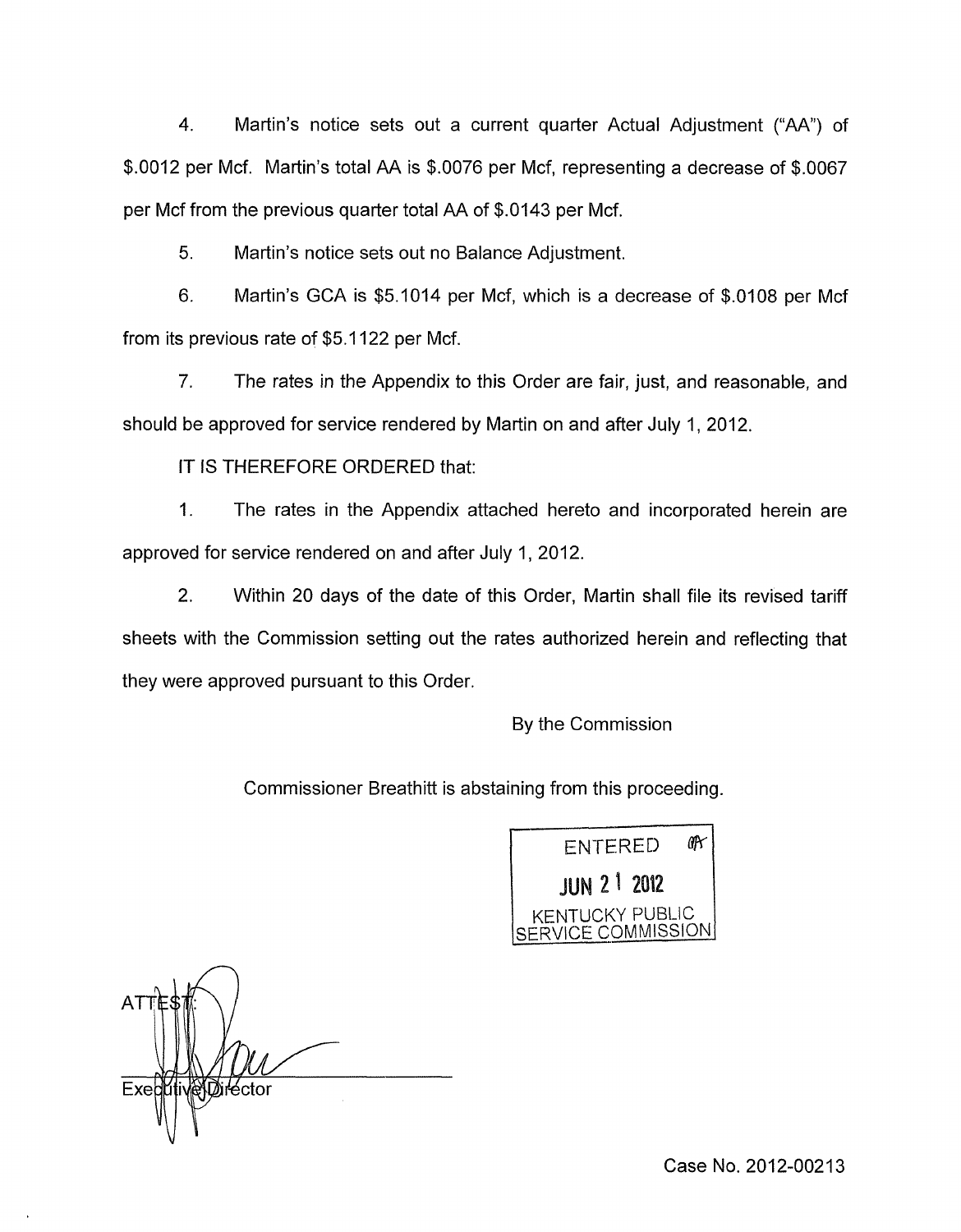4. Martin's notice sets out a current quarter Actual Adjustment ("AA") of $.0012 per Mcf. Martin's total AA is $.0076 per Mcf, representing a decrease of $.0067 per Mcf from the previous quarter total AA of $.0143 per Mcf.

5. Martin's notice sets out no Balance Adjustment.

6. Martin's GCA is $5.1014 per Mcf, which is a decrease of $.0108 per Mcf from its previous rate of $5.1122 per Mcf.

7. The rates in the Appendix to this Order are fair, just, and reasonable, and should be approved for service rendered by Martin on and after July 1, 2012.

IT IS THEREFORE ORDERED that:

1. The rates in the Appendix attached hereto and incorporated herein are approved for service rendered on and after July 1, 2012.

2. Within 20 days of the date of this Order, Martin shall file its revised tariff sheets with the Commission setting out the rates authorized herein and reflecting that they were approved pursuant to this Order.

By the Commission

Commissioner Breathitt is abstaining from this proceeding.

ENTERED
JUN 21 2012
KENTUCKY PUBLIC SERVICE COMMISSION

ATTEST:

Executive Director

Case No. 2012-00213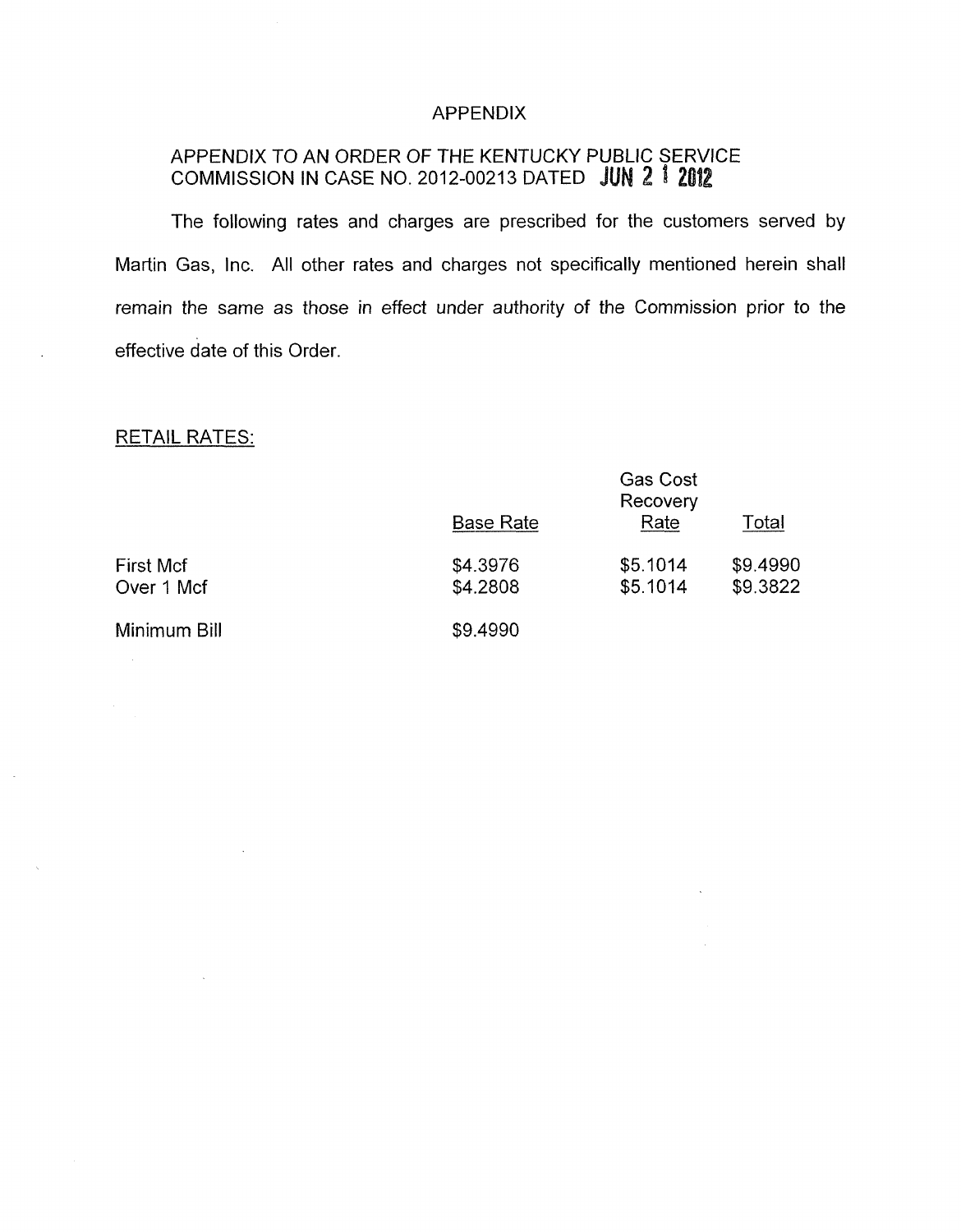# APPENDIX

## APPENDIX TO AN ORDER OF THE KENTUCKY PUBLIC SERVICE COMMISSION IN CASE NO. 2012-00213 DATED JUN 21 2012

The following rates and charges are prescribed for the customers served by Martin Gas, Inc. All other rates and charges not specifically mentioned herein shall remain the same as those in effect under authority of the Commission prior to the effective date of this Order.

RETAIL RATES:

| | Base Rate | Gas Cost Recovery Rate | Total |
|---|---|---|---|
| First Mcf | $4.3976 | $5.1014 | $9.4990 |
| Over 1 Mcf | $4.2808 | $5.1014 | $9.3822 |
| Minimum Bill | $9.4990 | | |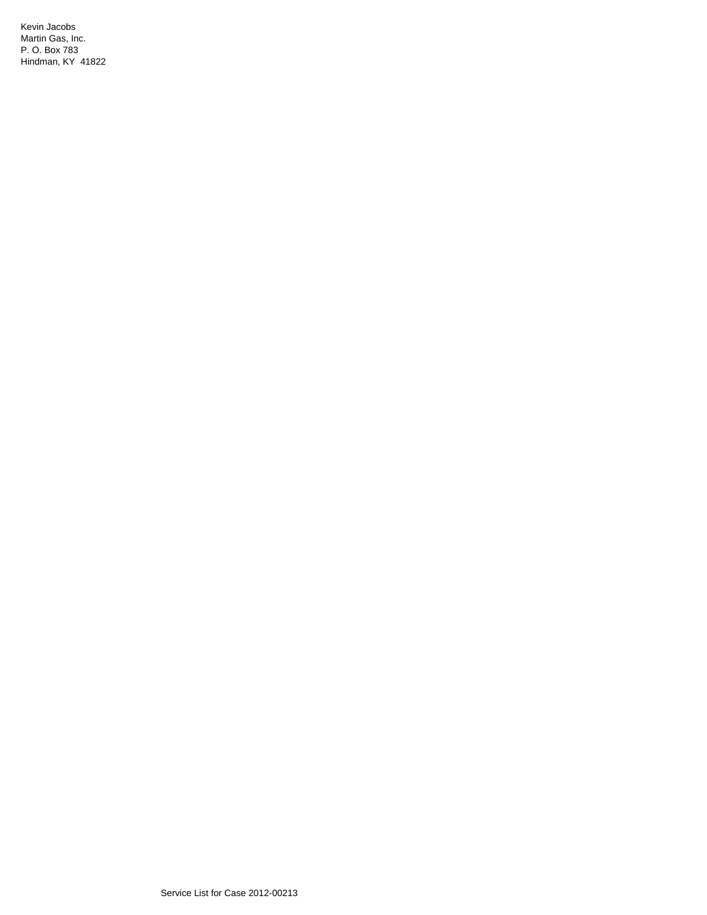Kevin Jacobs
Martin Gas, Inc.
P. O. Box 783
Hindman, KY  41822